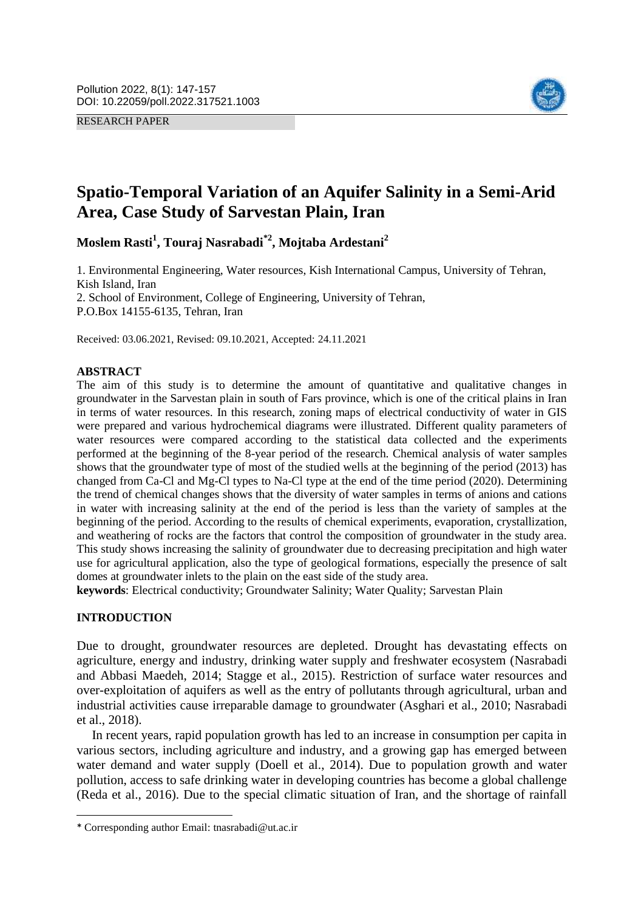Pollution 2022, 8(1): 147-157
DOI: 10.22059/poll.2022.317521.1003

RESEARCH PAPER

# Spatio-Temporal Variation of an Aquifer Salinity in a Semi-Arid Area, Case Study of Sarvestan Plain, Iran

**Moslem Rasti[1], Touraj Nasrabadi[*2], Mojtaba Ardestani[2]**

1. Environmental Engineering, Water resources, Kish International Campus, University of Tehran, Kish Island, Iran
2. School of Environment, College of Engineering, University of Tehran, P.O.Box 14155-6135, Tehran, Iran

Received: 03.06.2021, Revised: 09.10.2021, Accepted: 24.11.2021

## ABSTRACT

The aim of this study is to determine the amount of quantitative and qualitative changes in groundwater in the Sarvestan plain in south of Fars province, which is one of the critical plains in Iran in terms of water resources. In this research, zoning maps of electrical conductivity of water in GIS were prepared and various hydrochemical diagrams were illustrated. Different quality parameters of water resources were compared according to the statistical data collected and the experiments performed at the beginning of the 8-year period of the research. Chemical analysis of water samples shows that the groundwater type of most of the studied wells at the beginning of the period (2013) has changed from Ca-Cl and Mg-Cl types to Na-Cl type at the end of the time period (2020). Determining the trend of chemical changes shows that the diversity of water samples in terms of anions and cations in water with increasing salinity at the end of the period is less than the variety of samples at the beginning of the period. According to the results of chemical experiments, evaporation, crystallization, and weathering of rocks are the factors that control the composition of groundwater in the study area. This study shows increasing the salinity of groundwater due to decreasing precipitation and high water use for agricultural application, also the type of geological formations, especially the presence of salt domes at groundwater inlets to the plain on the east side of the study area.

**keywords**: Electrical conductivity; Groundwater Salinity; Water Quality; Sarvestan Plain

## INTRODUCTION

Due to drought, groundwater resources are depleted. Drought has devastating effects on agriculture, energy and industry, drinking water supply and freshwater ecosystem (Nasrabadi and Abbasi Maedeh, 2014; Stagge et al., 2015). Restriction of surface water resources and over-exploitation of aquifers as well as the entry of pollutants through agricultural, urban and industrial activities cause irreparable damage to groundwater (Asghari et al., 2010; Nasrabadi et al., 2018).

In recent years, rapid population growth has led to an increase in consumption per capita in various sectors, including agriculture and industry, and a growing gap has emerged between water demand and water supply (Doell et al., 2014). Due to population growth and water pollution, access to safe drinking water in developing countries has become a global challenge (Reda et al., 2016). Due to the special climatic situation of Iran, and the shortage of rainfall

* Corresponding author Email: tnasrabadi@ut.ac.ir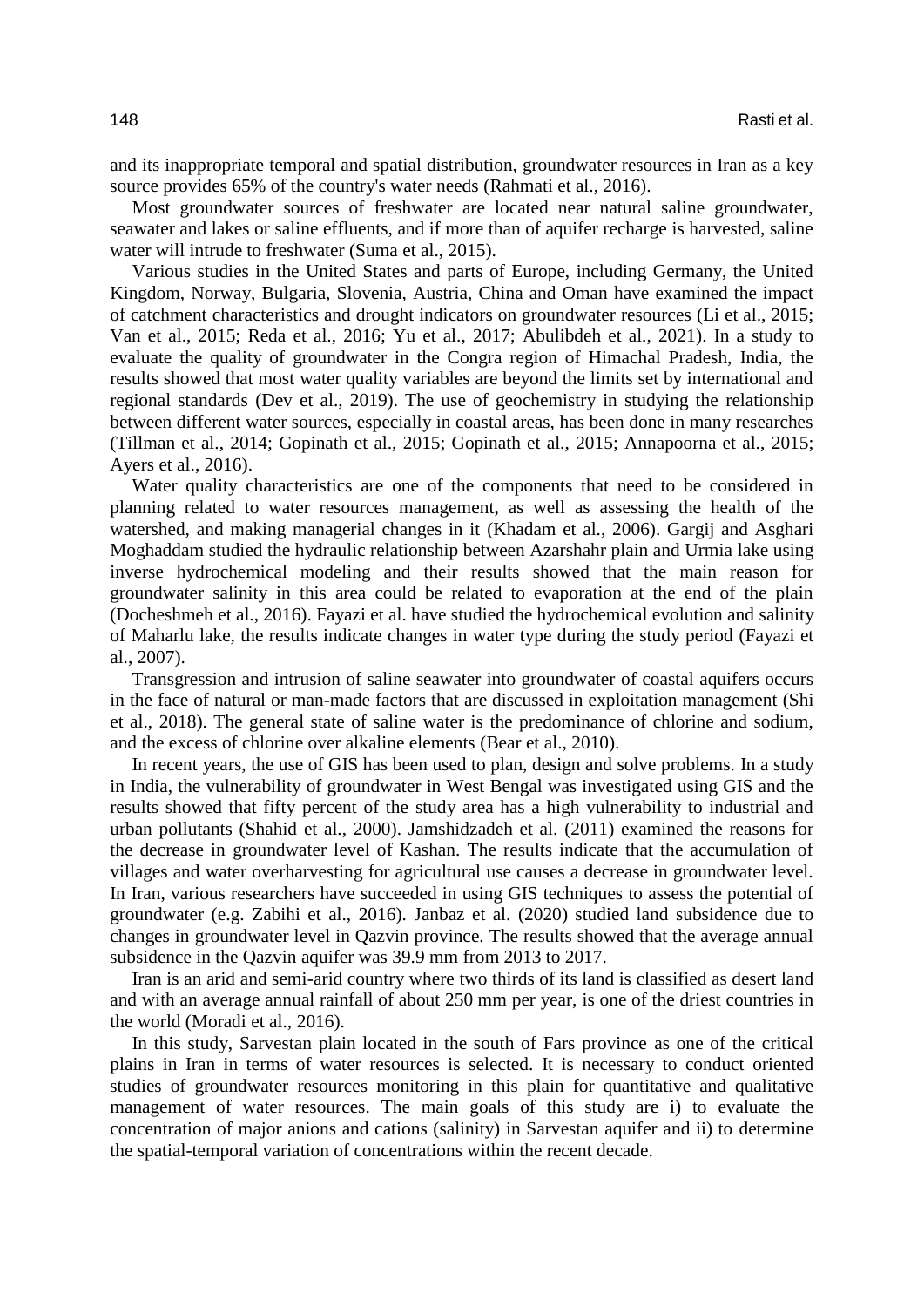and its inappropriate temporal and spatial distribution, groundwater resources in Iran as a key source provides 65% of the country's water needs (Rahmati et al., 2016).

Most groundwater sources of freshwater are located near natural saline groundwater, seawater and lakes or saline effluents, and if more than of aquifer recharge is harvested, saline water will intrude to freshwater (Suma et al., 2015).

Various studies in the United States and parts of Europe, including Germany, the United Kingdom, Norway, Bulgaria, Slovenia, Austria, China and Oman have examined the impact of catchment characteristics and drought indicators on groundwater resources (Li et al., 2015; Van et al., 2015; Reda et al., 2016; Yu et al., 2017; Abulibdeh et al., 2021). In a study to evaluate the quality of groundwater in the Congra region of Himachal Pradesh, India, the results showed that most water quality variables are beyond the limits set by international and regional standards (Dev et al., 2019). The use of geochemistry in studying the relationship between different water sources, especially in coastal areas, has been done in many researches (Tillman et al., 2014; Gopinath et al., 2015; Gopinath et al., 2015; Annapoorna et al., 2015; Ayers et al., 2016).

Water quality characteristics are one of the components that need to be considered in planning related to water resources management, as well as assessing the health of the watershed, and making managerial changes in it (Khadam et al., 2006). Gargij and Asghari Moghaddam studied the hydraulic relationship between Azarshahr plain and Urmia lake using inverse hydrochemical modeling and their results showed that the main reason for groundwater salinity in this area could be related to evaporation at the end of the plain (Docheshmeh et al., 2016). Fayazi et al. have studied the hydrochemical evolution and salinity of Maharlu lake, the results indicate changes in water type during the study period (Fayazi et al., 2007).

Transgression and intrusion of saline seawater into groundwater of coastal aquifers occurs in the face of natural or man-made factors that are discussed in exploitation management (Shi et al., 2018). The general state of saline water is the predominance of chlorine and sodium, and the excess of chlorine over alkaline elements (Bear et al., 2010).

In recent years, the use of GIS has been used to plan, design and solve problems. In a study in India, the vulnerability of groundwater in West Bengal was investigated using GIS and the results showed that fifty percent of the study area has a high vulnerability to industrial and urban pollutants (Shahid et al., 2000). Jamshidzadeh et al. (2011) examined the reasons for the decrease in groundwater level of Kashan. The results indicate that the accumulation of villages and water overharvesting for agricultural use causes a decrease in groundwater level. In Iran, various researchers have succeeded in using GIS techniques to assess the potential of groundwater (e.g. Zabihi et al., 2016). Janbaz et al. (2020) studied land subsidence due to changes in groundwater level in Qazvin province. The results showed that the average annual subsidence in the Qazvin aquifer was 39.9 mm from 2013 to 2017.

Iran is an arid and semi-arid country where two thirds of its land is classified as desert land and with an average annual rainfall of about 250 mm per year, is one of the driest countries in the world (Moradi et al., 2016).

In this study, Sarvestan plain located in the south of Fars province as one of the critical plains in Iran in terms of water resources is selected. It is necessary to conduct oriented studies of groundwater resources monitoring in this plain for quantitative and qualitative management of water resources. The main goals of this study are i) to evaluate the concentration of major anions and cations (salinity) in Sarvestan aquifer and ii) to determine the spatial-temporal variation of concentrations within the recent decade.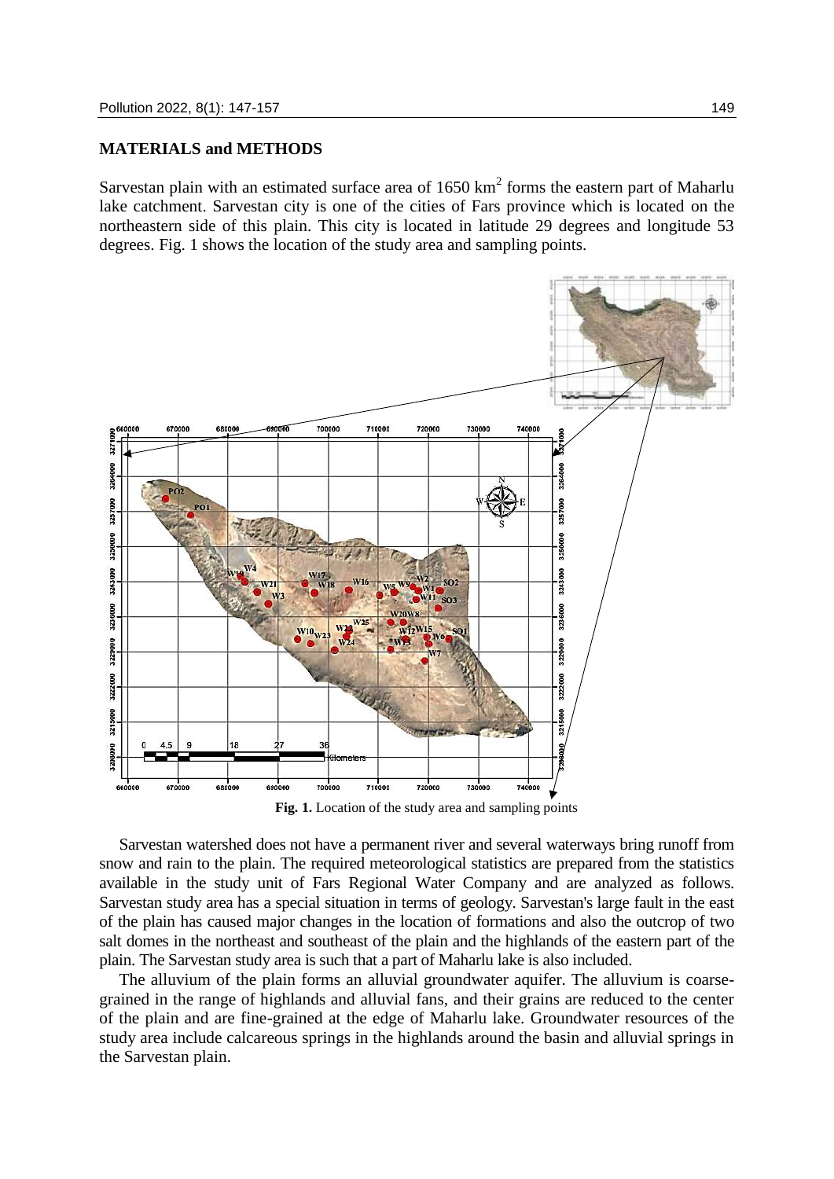## MATERIALS and METHODS

Sarvestan plain with an estimated surface area of 1650 km$^2$ forms the eastern part of Maharlu lake catchment. Sarvestan city is one of the cities of Fars province which is located on the northeastern side of this plain. This city is located in latitude 29 degrees and longitude 53 degrees. Fig. 1 shows the location of the study area and sampling points.

**Fig. 1.** Location of the study area and sampling points

Sarvestan watershed does not have a permanent river and several waterways bring runoff from snow and rain to the plain. The required meteorological statistics are prepared from the statistics available in the study unit of Fars Regional Water Company and are analyzed as follows. Sarvestan study area has a special situation in terms of geology. Sarvestan's large fault in the east of the plain has caused major changes in the location of formations and also the outcrop of two salt domes in the northeast and southeast of the plain and the highlands of the eastern part of the plain. The Sarvestan study area is such that a part of Maharlu lake is also included.

The alluvium of the plain forms an alluvial groundwater aquifer. The alluvium is coarse-grained in the range of highlands and alluvial fans, and their grains are reduced to the center of the plain and are fine-grained at the edge of Maharlu lake. Groundwater resources of the study area include calcareous springs in the highlands around the basin and alluvial springs in the Sarvestan plain.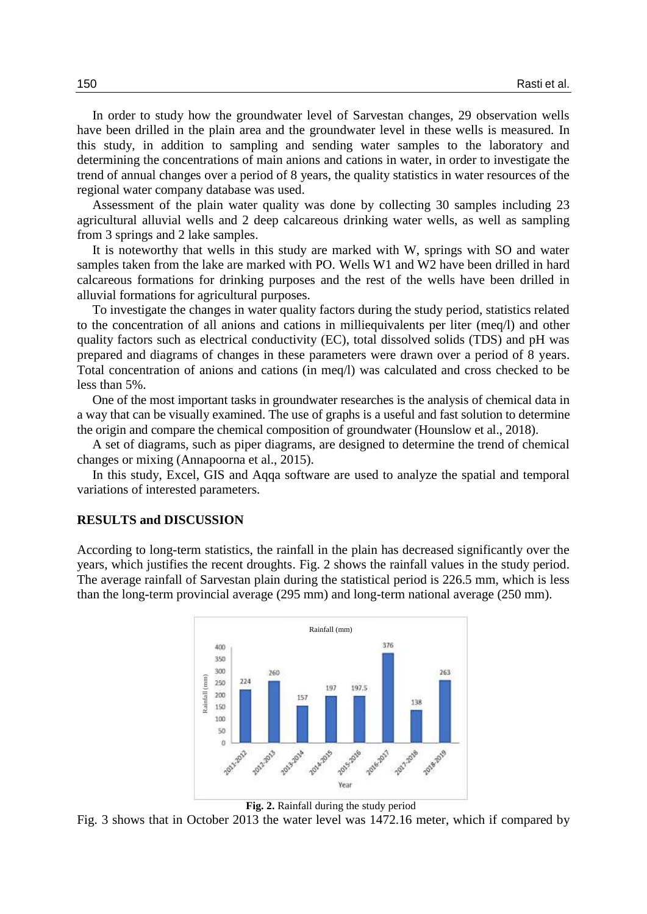In order to study how the groundwater level of Sarvestan changes, 29 observation wells have been drilled in the plain area and the groundwater level in these wells is measured. In this study, in addition to sampling and sending water samples to the laboratory and determining the concentrations of main anions and cations in water, in order to investigate the trend of annual changes over a period of 8 years, the quality statistics in water resources of the regional water company database was used.

Assessment of the plain water quality was done by collecting 30 samples including 23 agricultural alluvial wells and 2 deep calcareous drinking water wells, as well as sampling from 3 springs and 2 lake samples.

It is noteworthy that wells in this study are marked with W, springs with SO and water samples taken from the lake are marked with PO. Wells W1 and W2 have been drilled in hard calcareous formations for drinking purposes and the rest of the wells have been drilled in alluvial formations for agricultural purposes.

To investigate the changes in water quality factors during the study period, statistics related to the concentration of all anions and cations in milliequivalents per liter (meq/l) and other quality factors such as electrical conductivity (EC), total dissolved solids (TDS) and pH was prepared and diagrams of changes in these parameters were drawn over a period of 8 years. Total concentration of anions and cations (in meq/l) was calculated and cross checked to be less than 5%.

One of the most important tasks in groundwater researches is the analysis of chemical data in a way that can be visually examined. The use of graphs is a useful and fast solution to determine the origin and compare the chemical composition of groundwater (Hounslow et al., 2018).

A set of diagrams, such as piper diagrams, are designed to determine the trend of chemical changes or mixing (Annapoorna et al., 2015).

In this study, Excel, GIS and Aqqa software are used to analyze the spatial and temporal variations of interested parameters.

## RESULTS and DISCUSSION

According to long-term statistics, the rainfall in the plain has decreased significantly over the years, which justifies the recent droughts. Fig. 2 shows the rainfall values in the study period. The average rainfall of Sarvestan plain during the statistical period is 226.5 mm, which is less than the long-term provincial average (295 mm) and long-term national average (250 mm).

**Fig. 2.** Rainfall during the study period

Fig. 3 shows that in October 2013 the water level was 1472.16 meter, which if compared by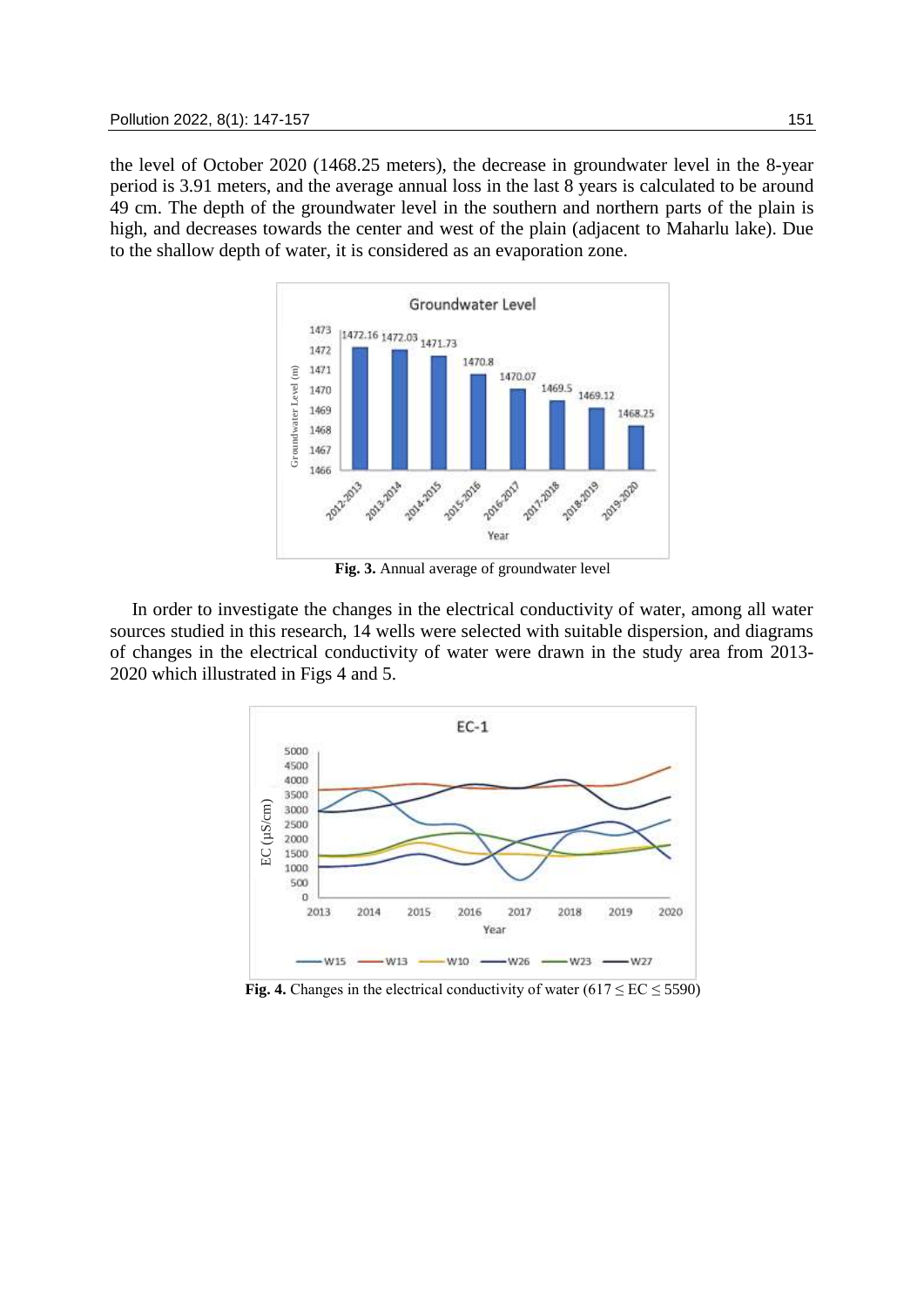the level of October 2020 (1468.25 meters), the decrease in groundwater level in the 8-year period is 3.91 meters, and the average annual loss in the last 8 years is calculated to be around 49 cm. The depth of the groundwater level in the southern and northern parts of the plain is high, and decreases towards the center and west of the plain (adjacent to Maharlu lake). Due to the shallow depth of water, it is considered as an evaporation zone.

**Fig. 3.** Annual average of groundwater level

In order to investigate the changes in the electrical conductivity of water, among all water sources studied in this research, 14 wells were selected with suitable dispersion, and diagrams of changes in the electrical conductivity of water were drawn in the study area from 2013-2020 which illustrated in Figs 4 and 5.

**Fig. 4.** Changes in the electrical conductivity of water (617 ≤ EC ≤ 5590)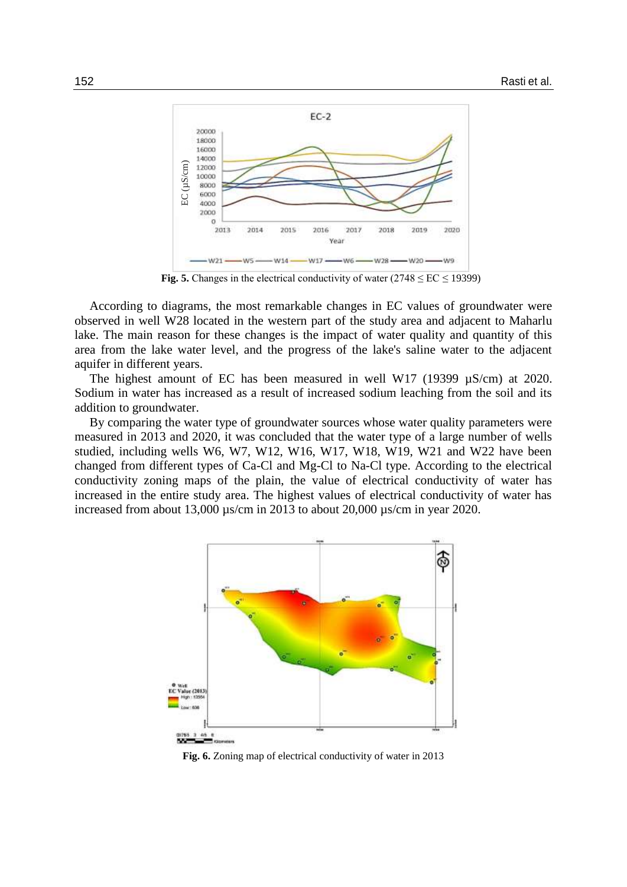**Fig. 5.** Changes in the electrical conductivity of water ($2748 \leq EC \leq 19399$)

According to diagrams, the most remarkable changes in EC values of groundwater were observed in well W28 located in the western part of the study area and adjacent to Maharlu lake. The main reason for these changes is the impact of water quality and quantity of this area from the lake water level, and the progress of the lake's saline water to the adjacent aquifer in different years.

The highest amount of EC has been measured in well W17 (19399 µS/cm) at 2020. Sodium in water has increased as a result of increased sodium leaching from the soil and its addition to groundwater.

By comparing the water type of groundwater sources whose water quality parameters were measured in 2013 and 2020, it was concluded that the water type of a large number of wells studied, including wells W6, W7, W12, W16, W17, W18, W19, W21 and W22 have been changed from different types of Ca-Cl and Mg-Cl to Na-Cl type. According to the electrical conductivity zoning maps of the plain, the value of electrical conductivity of water has increased in the entire study area. The highest values of electrical conductivity of water has increased from about 13,000 µs/cm in 2013 to about 20,000 µs/cm in year 2020.

**Fig. 6.** Zoning map of electrical conductivity of water in 2013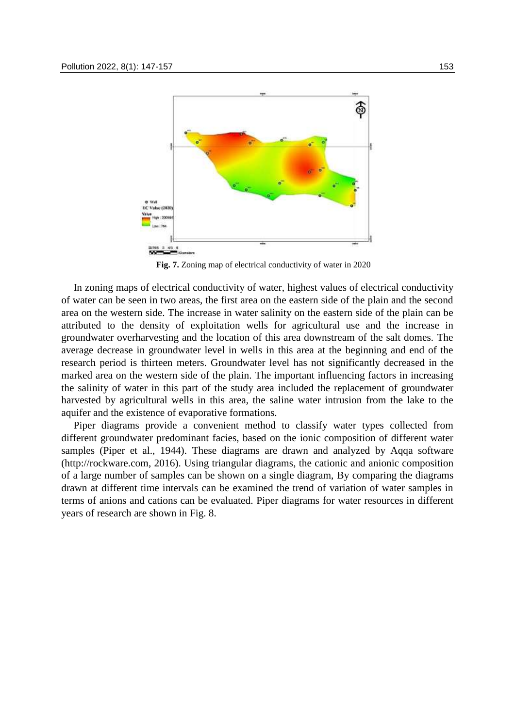**Fig. 7.** Zoning map of electrical conductivity of water in 2020

In zoning maps of electrical conductivity of water, highest values of electrical conductivity of water can be seen in two areas, the first area on the eastern side of the plain and the second area on the western side. The increase in water salinity on the eastern side of the plain can be attributed to the density of exploitation wells for agricultural use and the increase in groundwater overharvesting and the location of this area downstream of the salt domes. The average decrease in groundwater level in wells in this area at the beginning and end of the research period is thirteen meters. Groundwater level has not significantly decreased in the marked area on the western side of the plain. The important influencing factors in increasing the salinity of water in this part of the study area included the replacement of groundwater harvested by agricultural wells in this area, the saline water intrusion from the lake to the aquifer and the existence of evaporative formations.

Piper diagrams provide a convenient method to classify water types collected from different groundwater predominant facies, based on the ionic composition of different water samples (Piper et al., 1944). These diagrams are drawn and analyzed by Aqqa software (http://rockware.com, 2016). Using triangular diagrams, the cationic and anionic composition of a large number of samples can be shown on a single diagram, By comparing the diagrams drawn at different time intervals can be examined the trend of variation of water samples in terms of anions and cations can be evaluated. Piper diagrams for water resources in different years of research are shown in Fig. 8.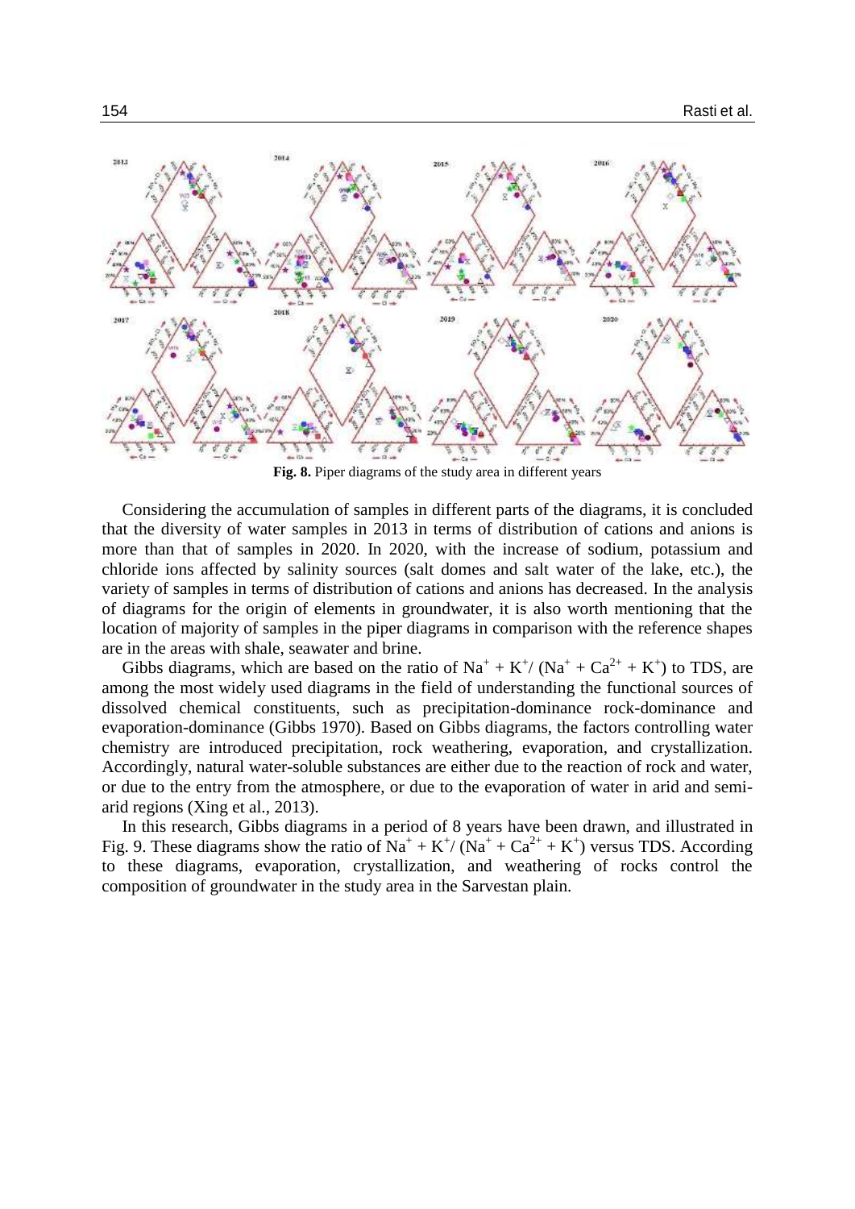**Fig. 8.** Piper diagrams of the study area in different years

Considering the accumulation of samples in different parts of the diagrams, it is concluded that the diversity of water samples in 2013 in terms of distribution of cations and anions is more than that of samples in 2020. In 2020, with the increase of sodium, potassium and chloride ions affected by salinity sources (salt domes and salt water of the lake, etc.), the variety of samples in terms of distribution of cations and anions has decreased. In the analysis of diagrams for the origin of elements in groundwater, it is also worth mentioning that the location of majority of samples in the piper diagrams in comparison with the reference shapes are in the areas with shale, seawater and brine.

Gibbs diagrams, which are based on the ratio of $Na^+ + K^+/ (Na^+ + Ca^{2+} + K^+)$ to TDS, are among the most widely used diagrams in the field of understanding the functional sources of dissolved chemical constituents, such as precipitation-dominance rock-dominance and evaporation-dominance (Gibbs 1970). Based on Gibbs diagrams, the factors controlling water chemistry are introduced precipitation, rock weathering, evaporation, and crystallization. Accordingly, natural water-soluble substances are either due to the reaction of rock and water, or due to the entry from the atmosphere, or due to the evaporation of water in arid and semi-arid regions (Xing et al., 2013).

In this research, Gibbs diagrams in a period of 8 years have been drawn, and illustrated in Fig. 9. These diagrams show the ratio of $Na^+ + K^+/ (Na^+ + Ca^{2+} + K^+)$ versus TDS. According to these diagrams, evaporation, crystallization, and weathering of rocks control the composition of groundwater in the study area in the Sarvestan plain.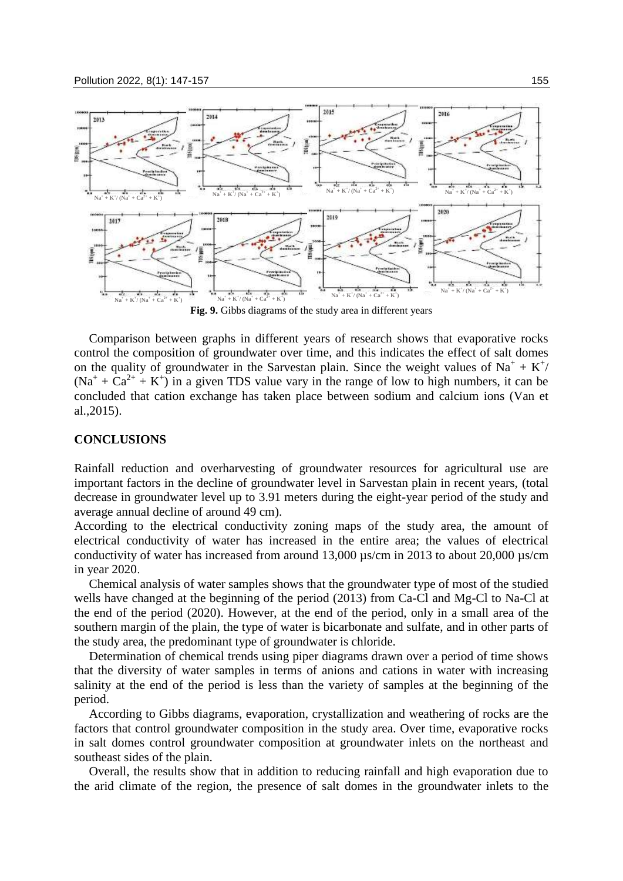**Fig. 9.** Gibbs diagrams of the study area in different years

Comparison between graphs in different years of research shows that evaporative rocks control the composition of groundwater over time, and this indicates the effect of salt domes on the quality of groundwater in the Sarvestan plain. Since the weight values of $Na^+ + K^+/(Na^+ + Ca^{2+} + K^+)$ in a given TDS value vary in the range of low to high numbers, it can be concluded that cation exchange has taken place between sodium and calcium ions (Van et al.,2015).

## CONCLUSIONS

Rainfall reduction and overharvesting of groundwater resources for agricultural use are important factors in the decline of groundwater level in Sarvestan plain in recent years, (total decrease in groundwater level up to 3.91 meters during the eight-year period of the study and average annual decline of around 49 cm).

According to the electrical conductivity zoning maps of the study area, the amount of electrical conductivity of water has increased in the entire area; the values of electrical conductivity of water has increased from around 13,000 µs/cm in 2013 to about 20,000 µs/cm in year 2020.

Chemical analysis of water samples shows that the groundwater type of most of the studied wells have changed at the beginning of the period (2013) from Ca-Cl and Mg-Cl to Na-Cl at the end of the period (2020). However, at the end of the period, only in a small area of the southern margin of the plain, the type of water is bicarbonate and sulfate, and in other parts of the study area, the predominant type of groundwater is chloride.

Determination of chemical trends using piper diagrams drawn over a period of time shows that the diversity of water samples in terms of anions and cations in water with increasing salinity at the end of the period is less than the variety of samples at the beginning of the period.

According to Gibbs diagrams, evaporation, crystallization and weathering of rocks are the factors that control groundwater composition in the study area. Over time, evaporative rocks in salt domes control groundwater composition at groundwater inlets on the northeast and southeast sides of the plain.

Overall, the results show that in addition to reducing rainfall and high evaporation due to the arid climate of the region, the presence of salt domes in the groundwater inlets to the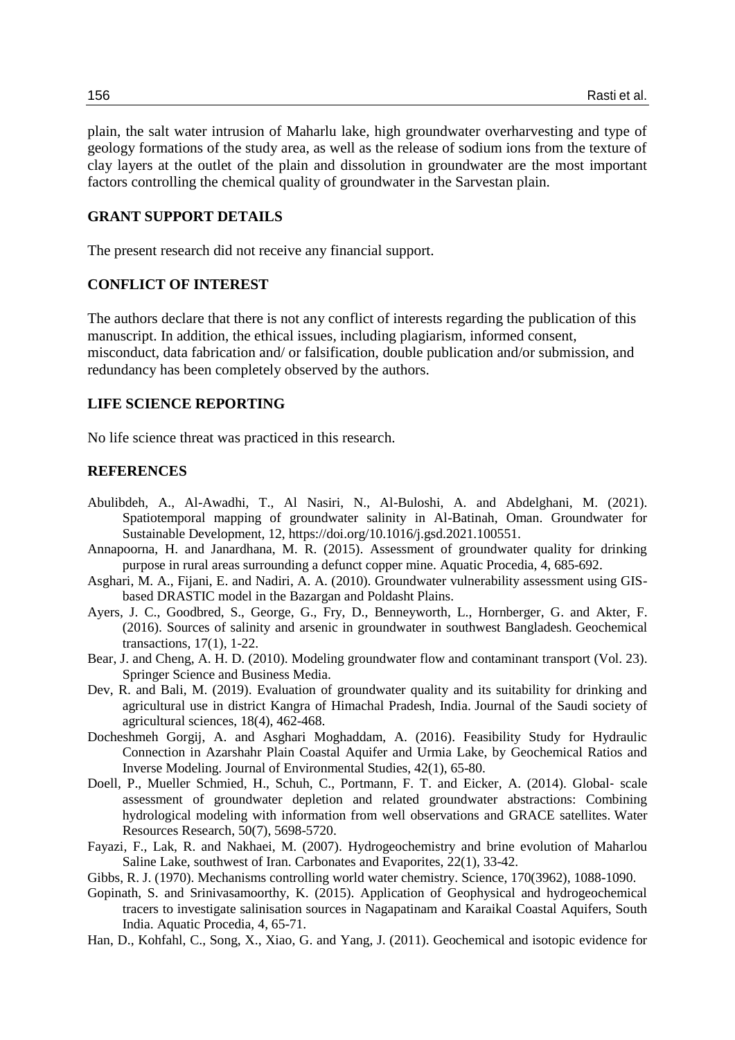plain, the salt water intrusion of Maharlu lake, high groundwater overharvesting and type of geology formations of the study area, as well as the release of sodium ions from the texture of clay layers at the outlet of the plain and dissolution in groundwater are the most important factors controlling the chemical quality of groundwater in the Sarvestan plain.

## GRANT SUPPORT DETAILS

The present research did not receive any financial support.

## CONFLICT OF INTEREST

The authors declare that there is not any conflict of interests regarding the publication of this manuscript. In addition, the ethical issues, including plagiarism, informed consent, misconduct, data fabrication and/ or falsification, double publication and/or submission, and redundancy has been completely observed by the authors.

## LIFE SCIENCE REPORTING

No life science threat was practiced in this research.

## REFERENCES

Abulibdeh, A., Al-Awadhi, T., Al Nasiri, N., Al-Buloshi, A. and Abdelghani, M. (2021). Spatiotemporal mapping of groundwater salinity in Al-Batinah, Oman. Groundwater for Sustainable Development, 12, https://doi.org/10.1016/j.gsd.2021.100551.

Annapoorna, H. and Janardhana, M. R. (2015). Assessment of groundwater quality for drinking purpose in rural areas surrounding a defunct copper mine. Aquatic Procedia, 4, 685-692.

Asghari, M. A., Fijani, E. and Nadiri, A. A. (2010). Groundwater vulnerability assessment using GIS-based DRASTIC model in the Bazargan and Poldasht Plains.

Ayers, J. C., Goodbred, S., George, G., Fry, D., Benneyworth, L., Hornberger, G. and Akter, F. (2016). Sources of salinity and arsenic in groundwater in southwest Bangladesh. Geochemical transactions, 17(1), 1-22.

Bear, J. and Cheng, A. H. D. (2010). Modeling groundwater flow and contaminant transport (Vol. 23). Springer Science and Business Media.

Dev, R. and Bali, M. (2019). Evaluation of groundwater quality and its suitability for drinking and agricultural use in district Kangra of Himachal Pradesh, India. Journal of the Saudi society of agricultural sciences, 18(4), 462-468.

Docheshmeh Gorgij, A. and Asghari Moghaddam, A. (2016). Feasibility Study for Hydraulic Connection in Azarshahr Plain Coastal Aquifer and Urmia Lake, by Geochemical Ratios and Inverse Modeling. Journal of Environmental Studies, 42(1), 65-80.

Doell, P., Mueller Schmied, H., Schuh, C., Portmann, F. T. and Eicker, A. (2014). Global‐ scale assessment of groundwater depletion and related groundwater abstractions: Combining hydrological modeling with information from well observations and GRACE satellites. Water Resources Research, 50(7), 5698-5720.

Fayazi, F., Lak, R. and Nakhaei, M. (2007). Hydrogeochemistry and brine evolution of Maharlou Saline Lake, southwest of Iran. Carbonates and Evaporites, 22(1), 33-42.

Gibbs, R. J. (1970). Mechanisms controlling world water chemistry. Science, 170(3962), 1088-1090.

Gopinath, S. and Srinivasamoorthy, K. (2015). Application of Geophysical and hydrogeochemical tracers to investigate salinisation sources in Nagapatinam and Karaikal Coastal Aquifers, South India. Aquatic Procedia, 4, 65-71.

Han, D., Kohfahl, C., Song, X., Xiao, G. and Yang, J. (2011). Geochemical and isotopic evidence for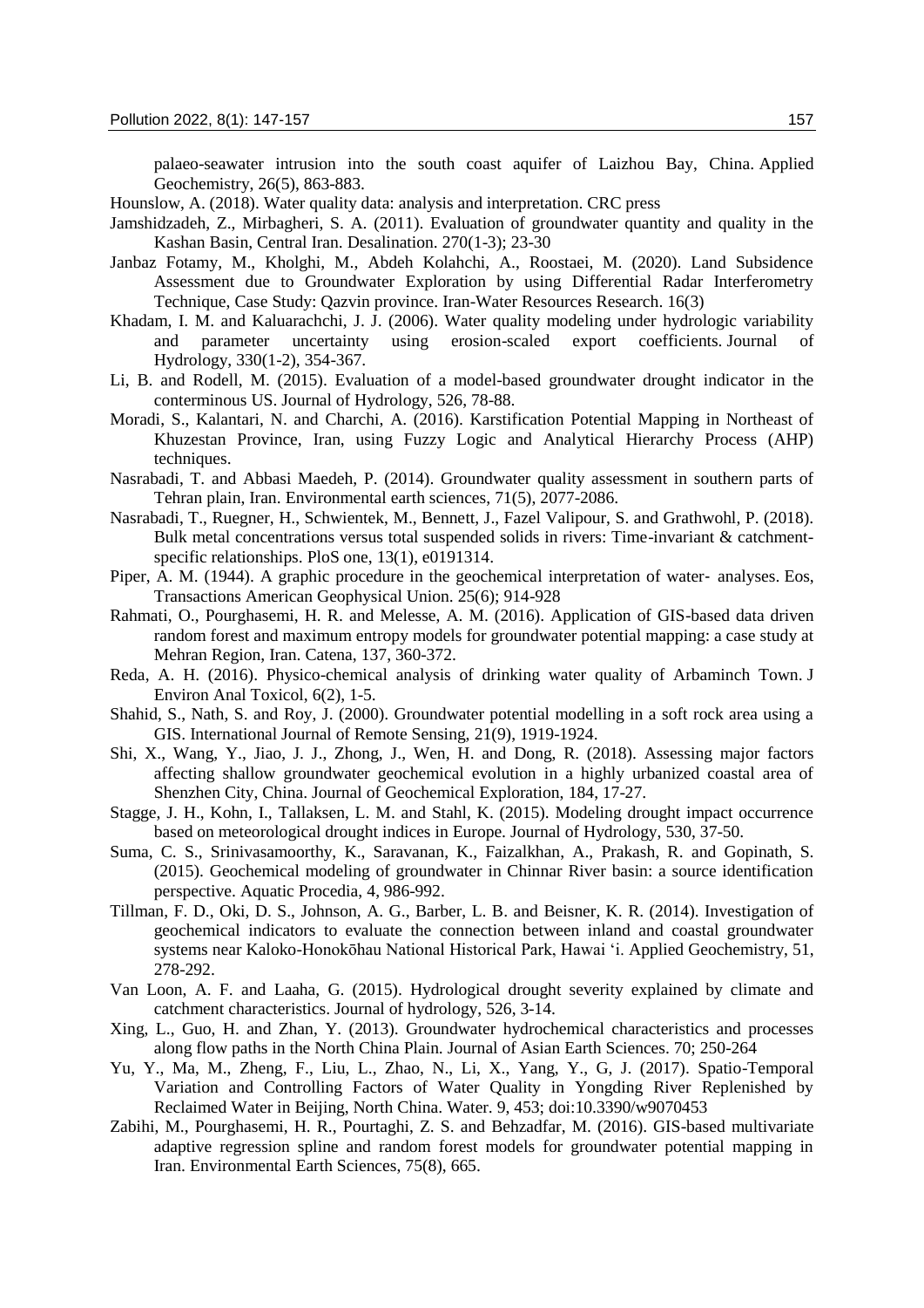palaeo-seawater intrusion into the south coast aquifer of Laizhou Bay, China. Applied Geochemistry, 26(5), 863-883.

Hounslow, A. (2018). Water quality data: analysis and interpretation. CRC press

Jamshidzadeh, Z., Mirbagheri, S. A. (2011). Evaluation of groundwater quantity and quality in the Kashan Basin, Central Iran. Desalination. 270(1-3); 23-30

Janbaz Fotamy, M., Kholghi, M., Abdeh Kolahchi, A., Roostaei, M. (2020). Land Subsidence Assessment due to Groundwater Exploration by using Differential Radar Interferometry Technique, Case Study: Qazvin province. Iran-Water Resources Research. 16(3)

Khadam, I. M. and Kaluarachchi, J. J. (2006). Water quality modeling under hydrologic variability and parameter uncertainty using erosion-scaled export coefficients. Journal of Hydrology, 330(1-2), 354-367.

Li, B. and Rodell, M. (2015). Evaluation of a model-based groundwater drought indicator in the conterminous US. Journal of Hydrology, 526, 78-88.

Moradi, S., Kalantari, N. and Charchi, A. (2016). Karstification Potential Mapping in Northeast of Khuzestan Province, Iran, using Fuzzy Logic and Analytical Hierarchy Process (AHP) techniques.

Nasrabadi, T. and Abbasi Maedeh, P. (2014). Groundwater quality assessment in southern parts of Tehran plain, Iran. Environmental earth sciences, 71(5), 2077-2086.

Nasrabadi, T., Ruegner, H., Schwientek, M., Bennett, J., Fazel Valipour, S. and Grathwohl, P. (2018). Bulk metal concentrations versus total suspended solids in rivers: Time-invariant & catchment-specific relationships. PloS one, 13(1), e0191314.

Piper, A. M. (1944). A graphic procedure in the geochemical interpretation of water‐ analyses. Eos, Transactions American Geophysical Union. 25(6); 914-928

Rahmati, O., Pourghasemi, H. R. and Melesse, A. M. (2016). Application of GIS-based data driven random forest and maximum entropy models for groundwater potential mapping: a case study at Mehran Region, Iran. Catena, 137, 360-372.

Reda, A. H. (2016). Physico-chemical analysis of drinking water quality of Arbaminch Town. J Environ Anal Toxicol, 6(2), 1-5.

Shahid, S., Nath, S. and Roy, J. (2000). Groundwater potential modelling in a soft rock area using a GIS. International Journal of Remote Sensing, 21(9), 1919-1924.

Shi, X., Wang, Y., Jiao, J. J., Zhong, J., Wen, H. and Dong, R. (2018). Assessing major factors affecting shallow groundwater geochemical evolution in a highly urbanized coastal area of Shenzhen City, China. Journal of Geochemical Exploration, 184, 17-27.

Stagge, J. H., Kohn, I., Tallaksen, L. M. and Stahl, K. (2015). Modeling drought impact occurrence based on meteorological drought indices in Europe. Journal of Hydrology, 530, 37-50.

Suma, C. S., Srinivasamoorthy, K., Saravanan, K., Faizalkhan, A., Prakash, R. and Gopinath, S. (2015). Geochemical modeling of groundwater in Chinnar River basin: a source identification perspective. Aquatic Procedia, 4, 986-992.

Tillman, F. D., Oki, D. S., Johnson, A. G., Barber, L. B. and Beisner, K. R. (2014). Investigation of geochemical indicators to evaluate the connection between inland and coastal groundwater systems near Kaloko-Honokōhau National Historical Park, Hawai 'i. Applied Geochemistry, 51, 278-292.

Van Loon, A. F. and Laaha, G. (2015). Hydrological drought severity explained by climate and catchment characteristics. Journal of hydrology, 526, 3-14.

Xing, L., Guo, H. and Zhan, Y. (2013). Groundwater hydrochemical characteristics and processes along flow paths in the North China Plain. Journal of Asian Earth Sciences. 70; 250-264

Yu, Y., Ma, M., Zheng, F., Liu, L., Zhao, N., Li, X., Yang, Y., G, J. (2017). Spatio-Temporal Variation and Controlling Factors of Water Quality in Yongding River Replenished by Reclaimed Water in Beijing, North China. Water. 9, 453; doi:10.3390/w9070453

Zabihi, M., Pourghasemi, H. R., Pourtaghi, Z. S. and Behzadfar, M. (2016). GIS-based multivariate adaptive regression spline and random forest models for groundwater potential mapping in Iran. Environmental Earth Sciences, 75(8), 665.